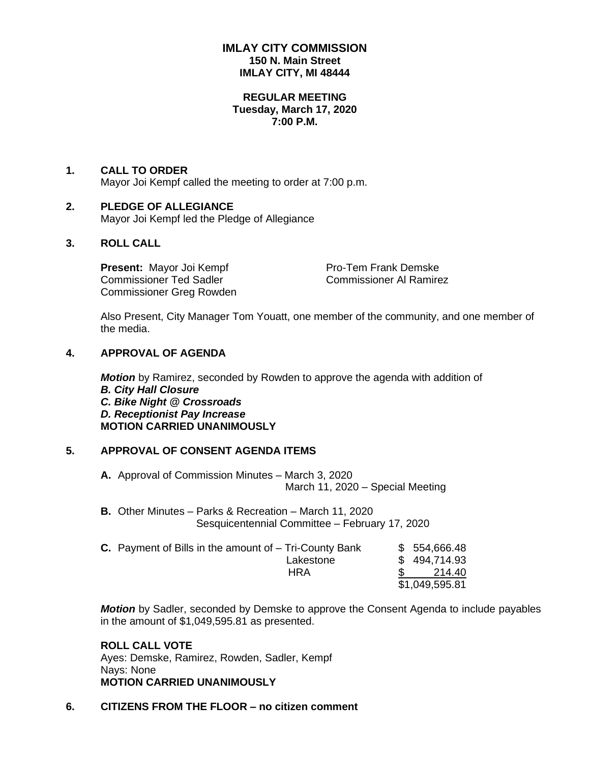# IMLAY CITY COMMISSION
**150 N. Main Street**
**IMLAY CITY, MI 48444**

**REGULAR MEETING**
**Tuesday, March 17, 2020**
**7:00 P.M.**

## 1. CALL TO ORDER

Mayor Joi Kempf called the meeting to order at 7:00 p.m.

## 2. PLEDGE OF ALLEGIANCE

Mayor Joi Kempf led the Pledge of Allegiance

## 3. ROLL CALL

**Present:** Mayor Joi Kempf
Pro-Tem Frank Demske
Commissioner Ted Sadler
Commissioner Al Ramirez
Commissioner Greg Rowden

Also Present, City Manager Tom Youatt, one member of the community, and one member of the media.

## 4. APPROVAL OF AGENDA

***Motion*** by Ramirez, seconded by Rowden to approve the agenda with addition of
***B. City Hall Closure***
***C. Bike Night @ Crossroads***
***D. Receptionist Pay Increase***
**MOTION CARRIED UNANIMOUSLY**

## 5. APPROVAL OF CONSENT AGENDA ITEMS

**A.** Approval of Commission Minutes – March 3, 2020
March 11, 2020 – Special Meeting

**B.** Other Minutes – Parks & Recreation – March 11, 2020
Sesquicentennial Committee – February 17, 2020

**C.** Payment of Bills in the amount of –

| | |
|---|---|
| Tri-County Bank | $ 554,666.48 |
| Lakestone | $ 494,714.93 |
| HRA | $ 214.40 |
| | $1,049,595.81 |

***Motion*** by Sadler, seconded by Demske to approve the Consent Agenda to include payables in the amount of $1,049,595.81 as presented.

**ROLL CALL VOTE**
Ayes: Demske, Ramirez, Rowden, Sadler, Kempf
Nays: None
**MOTION CARRIED UNANIMOUSLY**

## 6. CITIZENS FROM THE FLOOR – no citizen comment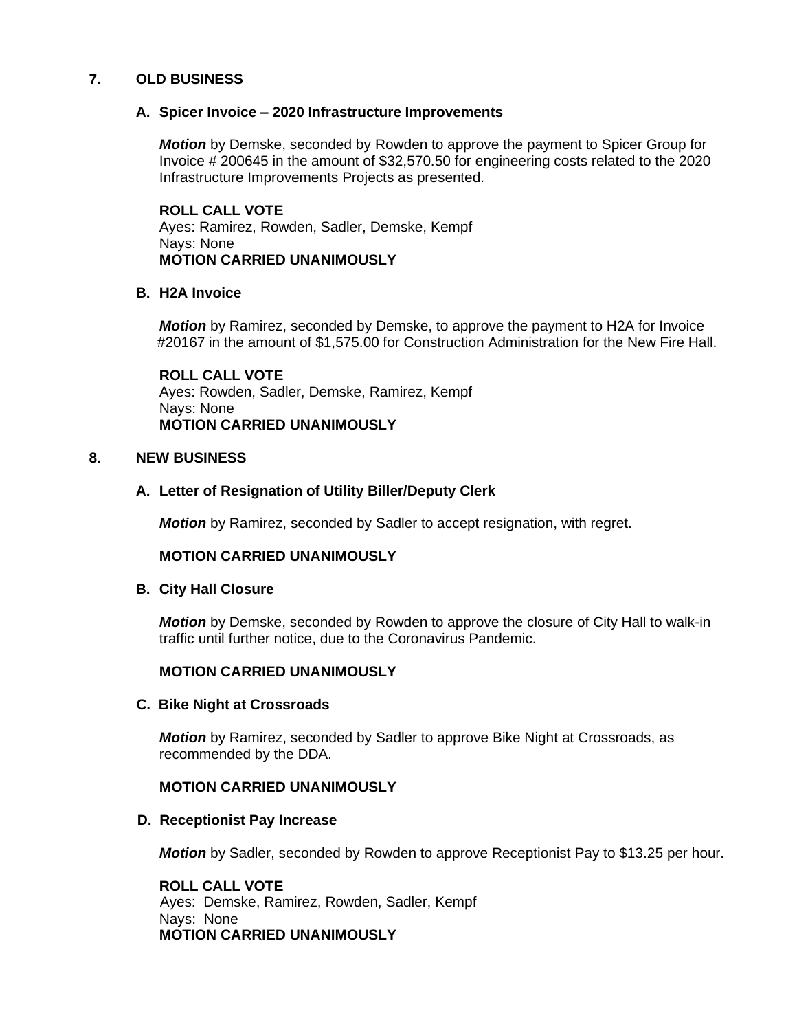## 7. OLD BUSINESS

### A. Spicer Invoice – 2020 Infrastructure Improvements

***Motion*** by Demske, seconded by Rowden to approve the payment to Spicer Group for Invoice # 200645 in the amount of $32,570.50 for engineering costs related to the 2020 Infrastructure Improvements Projects as presented.

**ROLL CALL VOTE**
Ayes: Ramirez, Rowden, Sadler, Demske, Kempf
Nays: None
**MOTION CARRIED UNANIMOUSLY**

### B. H2A Invoice

***Motion*** by Ramirez, seconded by Demske, to approve the payment to H2A for Invoice #20167 in the amount of $1,575.00 for Construction Administration for the New Fire Hall.

**ROLL CALL VOTE**
Ayes: Rowden, Sadler, Demske, Ramirez, Kempf
Nays: None
**MOTION CARRIED UNANIMOUSLY**

## 8. NEW BUSINESS

### A. Letter of Resignation of Utility Biller/Deputy Clerk

***Motion*** by Ramirez, seconded by Sadler to accept resignation, with regret.

**MOTION CARRIED UNANIMOUSLY**

### B. City Hall Closure

***Motion*** by Demske, seconded by Rowden to approve the closure of City Hall to walk-in traffic until further notice, due to the Coronavirus Pandemic.

**MOTION CARRIED UNANIMOUSLY**

### C. Bike Night at Crossroads

***Motion*** by Ramirez, seconded by Sadler to approve Bike Night at Crossroads, as recommended by the DDA.

**MOTION CARRIED UNANIMOUSLY**

### D. Receptionist Pay Increase

***Motion*** by Sadler, seconded by Rowden to approve Receptionist Pay to $13.25 per hour.

**ROLL CALL VOTE**
Ayes: Demske, Ramirez, Rowden, Sadler, Kempf
Nays: None
**MOTION CARRIED UNANIMOUSLY**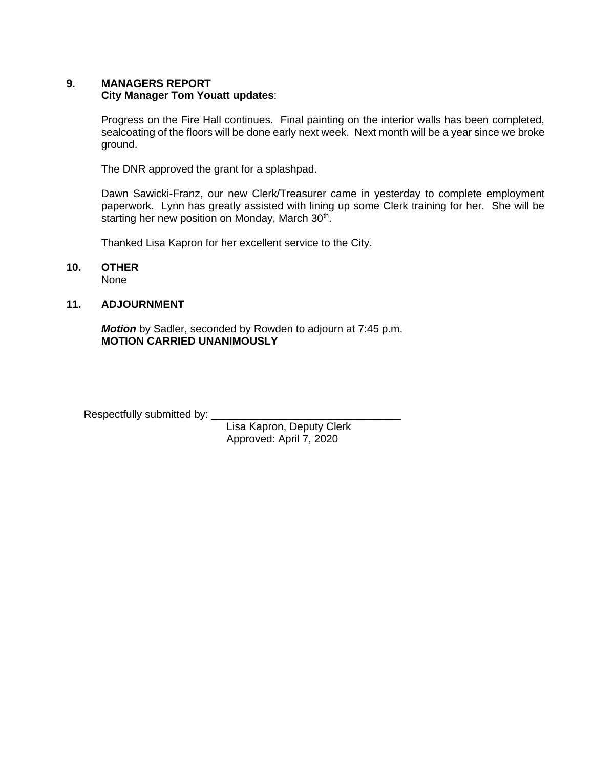**9. MANAGERS REPORT**
**City Manager Tom Youatt updates**:

Progress on the Fire Hall continues. Final painting on the interior walls has been completed, sealcoating of the floors will be done early next week. Next month will be a year since we broke ground.

The DNR approved the grant for a splashpad.

Dawn Sawicki-Franz, our new Clerk/Treasurer came in yesterday to complete employment paperwork. Lynn has greatly assisted with lining up some Clerk training for her. She will be starting her new position on Monday, March 30th.

Thanked Lisa Kapron for her excellent service to the City.

**10. OTHER**
None

**11. ADJOURNMENT**

***Motion*** by Sadler, seconded by Rowden to adjourn at 7:45 p.m.
**MOTION CARRIED UNANIMOUSLY**

Respectfully submitted by: _______________________________
Lisa Kapron, Deputy Clerk
Approved: April 7, 2020